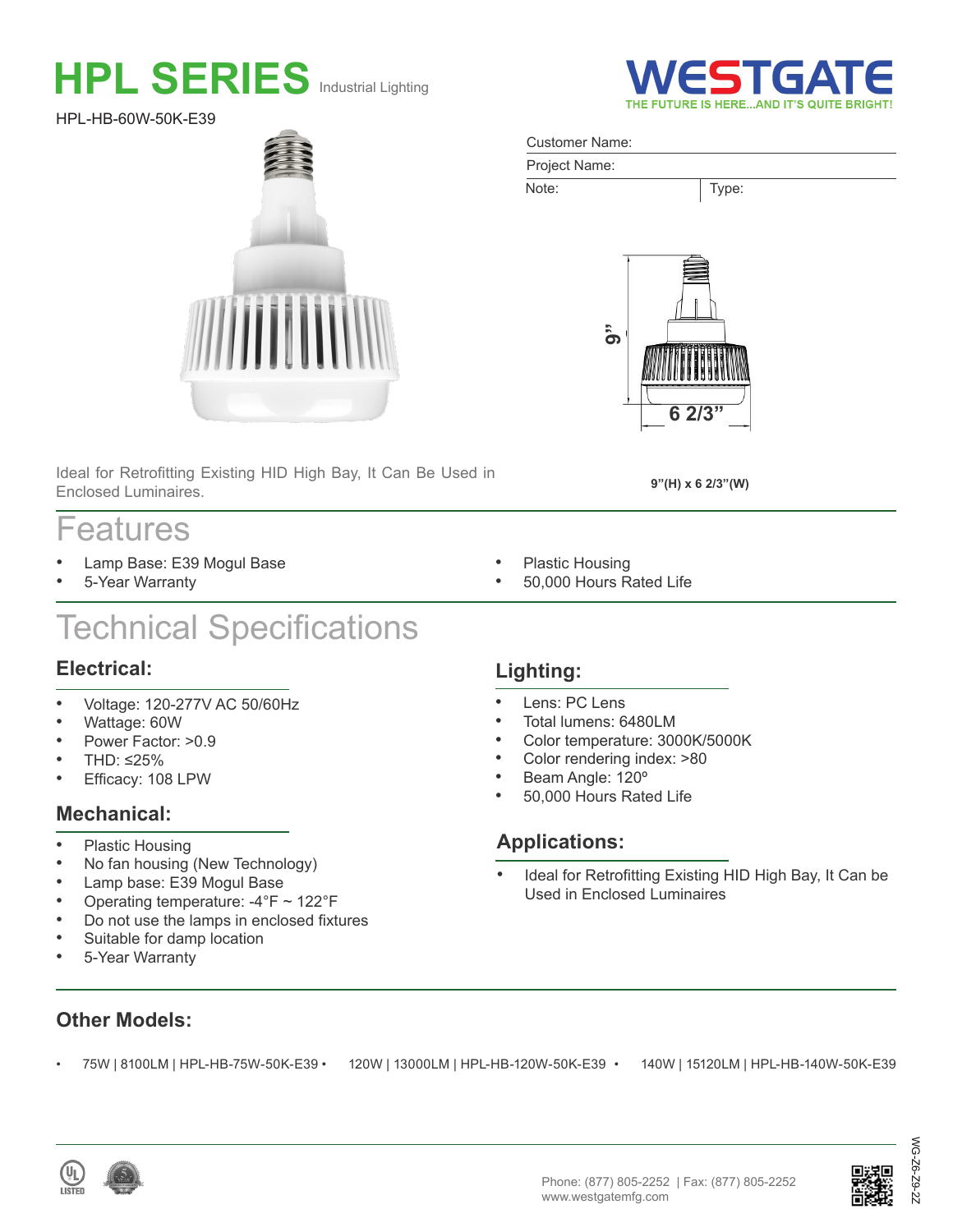# HPL SERIES Industrial Lighting

**WESTGATE**
THE FUTURE IS HERE...AND IT'S QUITE BRIGHT!

HPL-HB-60W-50K-E39

Customer Name:

Project Name:

Note: | Type:

9"

6 2/3"

Ideal for Retrofitting Existing HID High Bay, It Can Be Used in Enclosed Luminaires.

**9"(H) x 6 2/3"(W)**

## Features

- Lamp Base: E39 Mogul Base
- 5-Year Warranty
- Plastic Housing
- 50,000 Hours Rated Life

## Technical Specifications

### Electrical:

- Voltage: 120-277V AC 50/60Hz
- Wattage: 60W
- Power Factor: >0.9
- THD: ≤25%
- Efficacy: 108 LPW

### Mechanical:

- Plastic Housing
- No fan housing (New Technology)
- Lamp base: E39 Mogul Base
- Operating temperature: -4°F ~ 122°F
- Do not use the lamps in enclosed fixtures
- Suitable for damp location
- 5-Year Warranty

### Lighting:

- Lens: PC Lens
- Total lumens: 6480LM
- Color temperature: 3000K/5000K
- Color rendering index: >80
- Beam Angle: 120º
- 50,000 Hours Rated Life

### Applications:

- Ideal for Retrofitting Existing HID High Bay, It Can be Used in Enclosed Luminaires

### Other Models:

- 75W | 8100LM | HPL-HB-75W-50K-E39
- 120W | 13000LM | HPL-HB-120W-50K-E39
- 140W | 15120LM | HPL-HB-140W-50K-E39

Phone: (877) 805-2252 | Fax: (877) 805-2252
www.westgatemfg.com

WG-Z6-Z9-22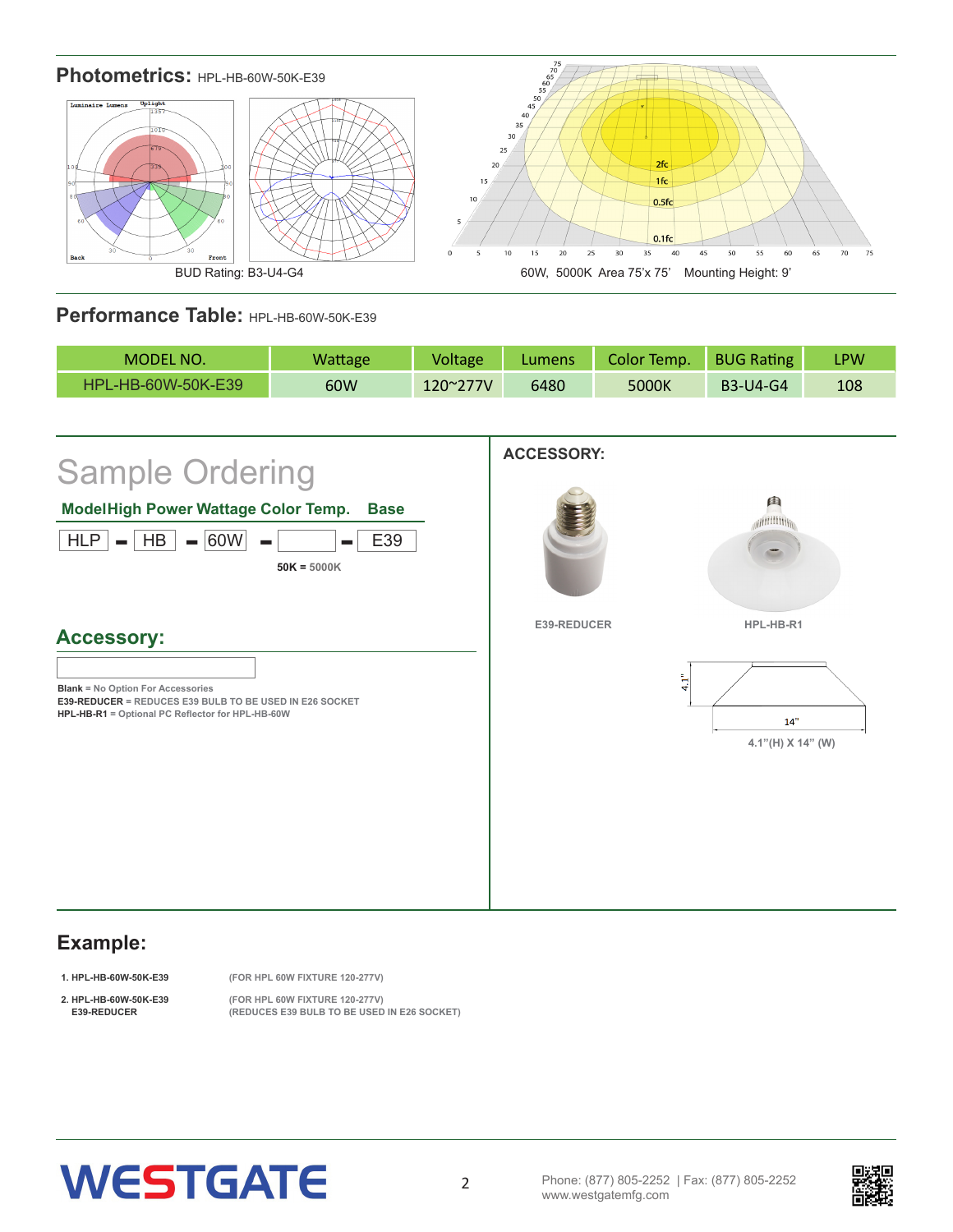## Photometrics: HPL-HB-60W-50K-E39

Luminaire Lumens
Uplight
1357
1010
679
339
100
100
90
80
60
30
0
Back
Front

BUD Rating: B3-U4-G4

2fc
1fc
0.5fc
0.1fc
0 5 10 15 20 25 30 35 40 45 50 55 60 65 70 75

60W, 5000K Area 75'x 75' Mounting Height: 9'

## Performance Table: HPL-HB-60W-50K-E39

| MODEL NO. | Wattage | Voltage | Lumens | Color Temp. | BUG Rating | LPW |
|---|---|---|---|---|---|---|
| HPL-HB-60W-50K-E39 | 60W | 120~277V | 6480 | 5000K | B3-U4-G4 | 108 |

# Sample Ordering

| Model | High Power | Wattage | Color Temp. | Base |
|---|---|---|---|---|
| HLP | HB | 60W | | E39 |

**50K** = 5000K

## Accessory:

**Blank** = No Option For Accessories
**E39-REDUCER** = REDUCES E39 BULB TO BE USED IN E26 SOCKET
**HPL-HB-R1** = Optional PC Reflector for HPL-HB-60W

## ACCESSORY:

E39-REDUCER

HPL-HB-R1

4.1"
14"
4.1"(H) X 14" (W)

## Example:

1. HPL-HB-60W-50K-E39 (FOR HPL 60W FIXTURE 120-277V)
2. HPL-HB-60W-50K-E39 E39-REDUCER (FOR HPL 60W FIXTURE 120-277V) (REDUCES E39 BULB TO BE USED IN E26 SOCKET)

WESTGATE

Phone: (877) 805-2252 | Fax: (877) 805-2252
www.westgatemfg.com